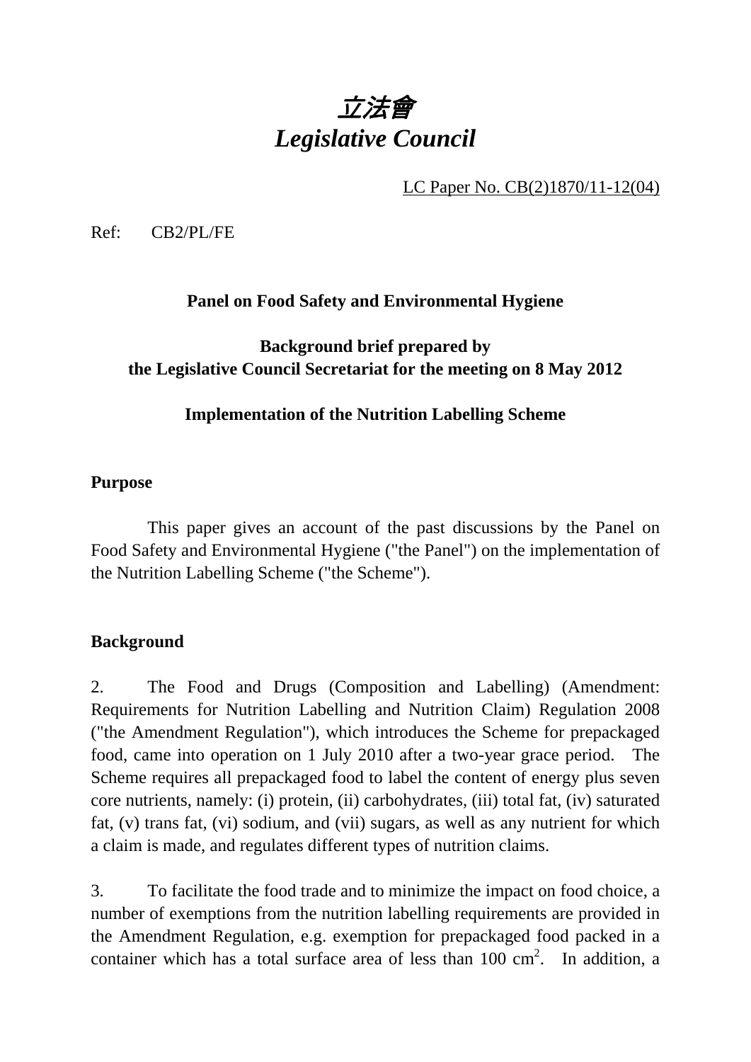# *立法會*
# *Legislative Council*

LC Paper No. CB(2)1870/11-12(04)

Ref: CB2/PL/FE

**Panel on Food Safety and Environmental Hygiene**

**Background brief prepared by**
**the Legislative Council Secretariat for the meeting on 8 May 2012**

**Implementation of the Nutrition Labelling Scheme**

## Purpose

This paper gives an account of the past discussions by the Panel on Food Safety and Environmental Hygiene ("the Panel") on the implementation of the Nutrition Labelling Scheme ("the Scheme").

## Background

2. The Food and Drugs (Composition and Labelling) (Amendment: Requirements for Nutrition Labelling and Nutrition Claim) Regulation 2008 ("the Amendment Regulation"), which introduces the Scheme for prepackaged food, came into operation on 1 July 2010 after a two-year grace period. The Scheme requires all prepackaged food to label the content of energy plus seven core nutrients, namely: (i) protein, (ii) carbohydrates, (iii) total fat, (iv) saturated fat, (v) trans fat, (vi) sodium, and (vii) sugars, as well as any nutrient for which a claim is made, and regulates different types of nutrition claims.

3. To facilitate the food trade and to minimize the impact on food choice, a number of exemptions from the nutrition labelling requirements are provided in the Amendment Regulation, e.g. exemption for prepackaged food packed in a container which has a total surface area of less than 100 $cm^2$. In addition, a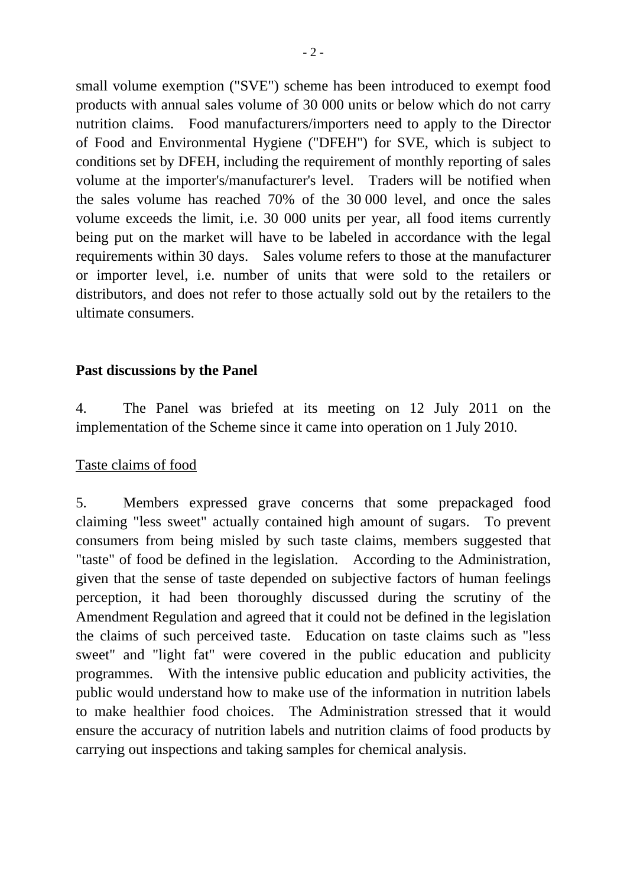small volume exemption ("SVE") scheme has been introduced to exempt food products with annual sales volume of 30 000 units or below which do not carry nutrition claims. Food manufacturers/importers need to apply to the Director of Food and Environmental Hygiene ("DFEH") for SVE, which is subject to conditions set by DFEH, including the requirement of monthly reporting of sales volume at the importer's/manufacturer's level. Traders will be notified when the sales volume has reached 70% of the 30 000 level, and once the sales volume exceeds the limit, i.e. 30 000 units per year, all food items currently being put on the market will have to be labeled in accordance with the legal requirements within 30 days. Sales volume refers to those at the manufacturer or importer level, i.e. number of units that were sold to the retailers or distributors, and does not refer to those actually sold out by the retailers to the ultimate consumers.

**Past discussions by the Panel**

4. The Panel was briefed at its meeting on 12 July 2011 on the implementation of the Scheme since it came into operation on 1 July 2010.

<u>Taste claims of food</u>

5. Members expressed grave concerns that some prepackaged food claiming "less sweet" actually contained high amount of sugars. To prevent consumers from being misled by such taste claims, members suggested that "taste" of food be defined in the legislation. According to the Administration, given that the sense of taste depended on subjective factors of human feelings perception, it had been thoroughly discussed during the scrutiny of the Amendment Regulation and agreed that it could not be defined in the legislation the claims of such perceived taste. Education on taste claims such as "less sweet" and "light fat" were covered in the public education and publicity programmes. With the intensive public education and publicity activities, the public would understand how to make use of the information in nutrition labels to make healthier food choices. The Administration stressed that it would ensure the accuracy of nutrition labels and nutrition claims of food products by carrying out inspections and taking samples for chemical analysis.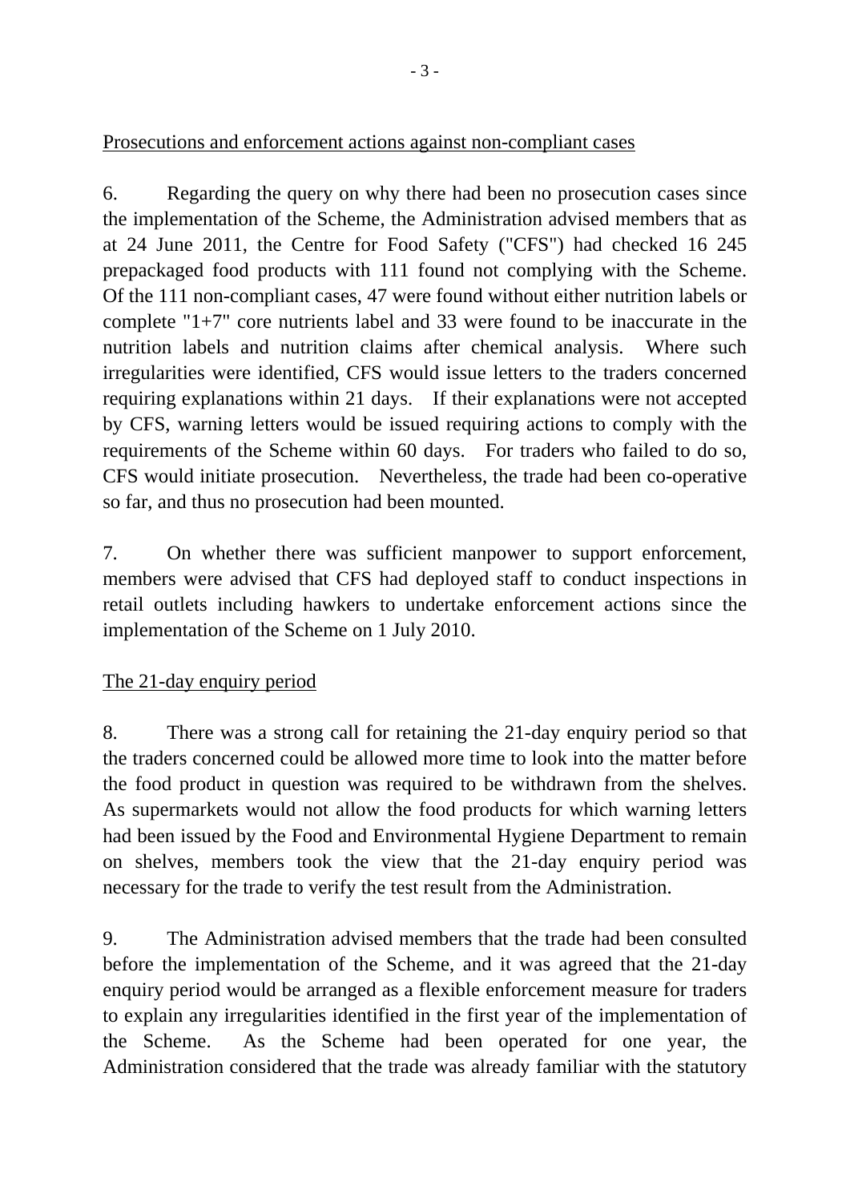Prosecutions and enforcement actions against non-compliant cases

6. Regarding the query on why there had been no prosecution cases since the implementation of the Scheme, the Administration advised members that as at 24 June 2011, the Centre for Food Safety ("CFS") had checked 16 245 prepackaged food products with 111 found not complying with the Scheme. Of the 111 non-compliant cases, 47 were found without either nutrition labels or complete "1+7" core nutrients label and 33 were found to be inaccurate in the nutrition labels and nutrition claims after chemical analysis. Where such irregularities were identified, CFS would issue letters to the traders concerned requiring explanations within 21 days. If their explanations were not accepted by CFS, warning letters would be issued requiring actions to comply with the requirements of the Scheme within 60 days. For traders who failed to do so, CFS would initiate prosecution. Nevertheless, the trade had been co-operative so far, and thus no prosecution had been mounted.

7. On whether there was sufficient manpower to support enforcement, members were advised that CFS had deployed staff to conduct inspections in retail outlets including hawkers to undertake enforcement actions since the implementation of the Scheme on 1 July 2010.

The 21-day enquiry period

8. There was a strong call for retaining the 21-day enquiry period so that the traders concerned could be allowed more time to look into the matter before the food product in question was required to be withdrawn from the shelves. As supermarkets would not allow the food products for which warning letters had been issued by the Food and Environmental Hygiene Department to remain on shelves, members took the view that the 21-day enquiry period was necessary for the trade to verify the test result from the Administration.

9. The Administration advised members that the trade had been consulted before the implementation of the Scheme, and it was agreed that the 21-day enquiry period would be arranged as a flexible enforcement measure for traders to explain any irregularities identified in the first year of the implementation of the Scheme. As the Scheme had been operated for one year, the Administration considered that the trade was already familiar with the statutory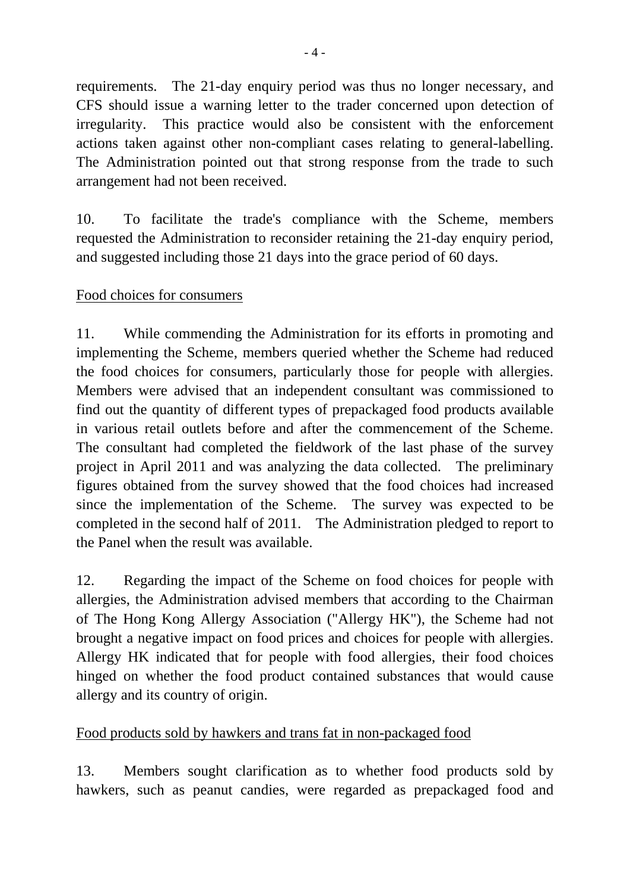requirements. The 21-day enquiry period was thus no longer necessary, and CFS should issue a warning letter to the trader concerned upon detection of irregularity. This practice would also be consistent with the enforcement actions taken against other non-compliant cases relating to general-labelling. The Administration pointed out that strong response from the trade to such arrangement had not been received.

10. To facilitate the trade's compliance with the Scheme, members requested the Administration to reconsider retaining the 21-day enquiry period, and suggested including those 21 days into the grace period of 60 days.

Food choices for consumers

11. While commending the Administration for its efforts in promoting and implementing the Scheme, members queried whether the Scheme had reduced the food choices for consumers, particularly those for people with allergies. Members were advised that an independent consultant was commissioned to find out the quantity of different types of prepackaged food products available in various retail outlets before and after the commencement of the Scheme. The consultant had completed the fieldwork of the last phase of the survey project in April 2011 and was analyzing the data collected. The preliminary figures obtained from the survey showed that the food choices had increased since the implementation of the Scheme. The survey was expected to be completed in the second half of 2011. The Administration pledged to report to the Panel when the result was available.

12. Regarding the impact of the Scheme on food choices for people with allergies, the Administration advised members that according to the Chairman of The Hong Kong Allergy Association ("Allergy HK"), the Scheme had not brought a negative impact on food prices and choices for people with allergies. Allergy HK indicated that for people with food allergies, their food choices hinged on whether the food product contained substances that would cause allergy and its country of origin.

Food products sold by hawkers and trans fat in non-packaged food

13. Members sought clarification as to whether food products sold by hawkers, such as peanut candies, were regarded as prepackaged food and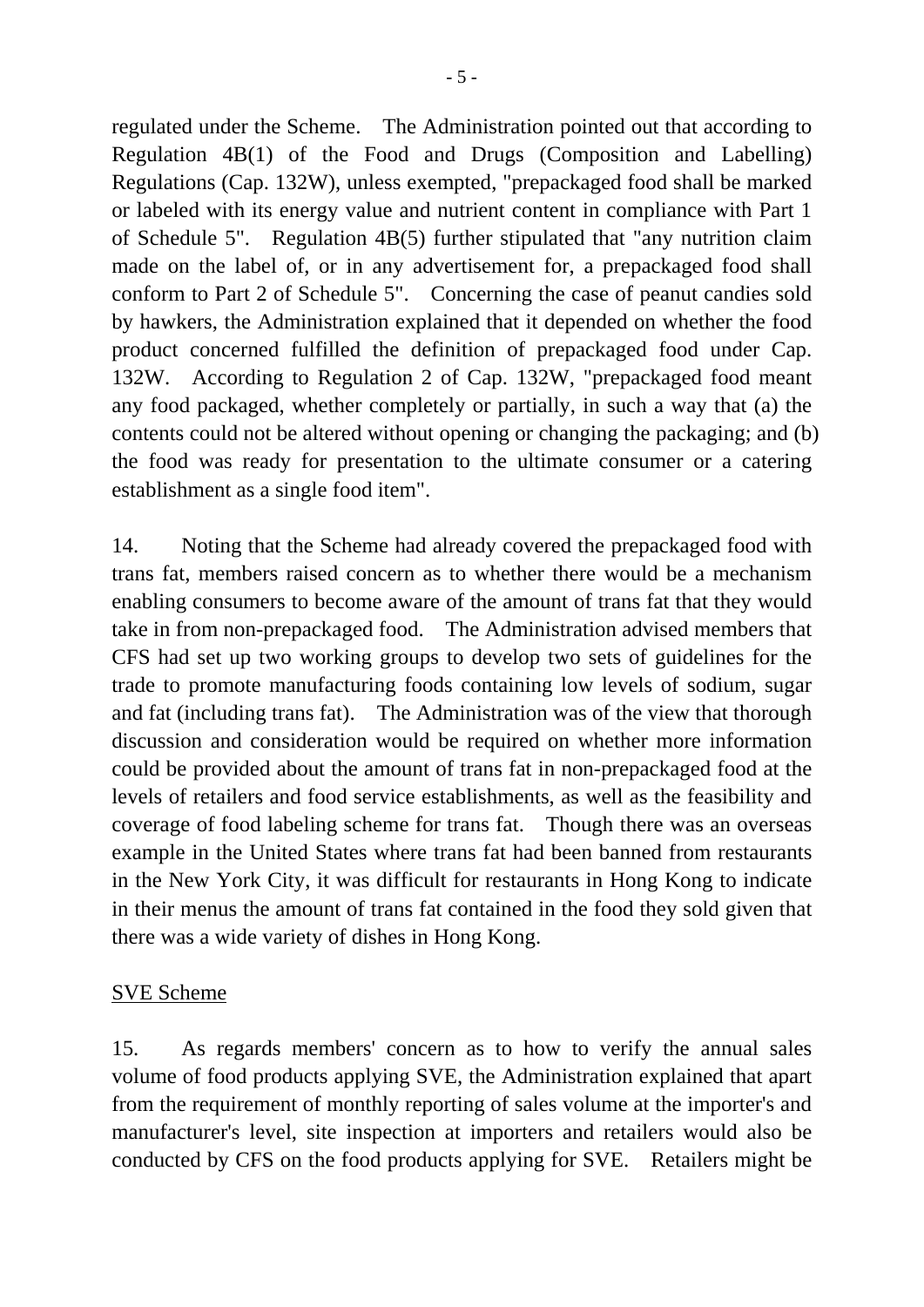regulated under the Scheme. The Administration pointed out that according to Regulation 4B(1) of the Food and Drugs (Composition and Labelling) Regulations (Cap. 132W), unless exempted, "prepackaged food shall be marked or labeled with its energy value and nutrient content in compliance with Part 1 of Schedule 5". Regulation 4B(5) further stipulated that "any nutrition claim made on the label of, or in any advertisement for, a prepackaged food shall conform to Part 2 of Schedule 5". Concerning the case of peanut candies sold by hawkers, the Administration explained that it depended on whether the food product concerned fulfilled the definition of prepackaged food under Cap. 132W. According to Regulation 2 of Cap. 132W, "prepackaged food meant any food packaged, whether completely or partially, in such a way that (a) the contents could not be altered without opening or changing the packaging; and (b) the food was ready for presentation to the ultimate consumer or a catering establishment as a single food item".

14. Noting that the Scheme had already covered the prepackaged food with trans fat, members raised concern as to whether there would be a mechanism enabling consumers to become aware of the amount of trans fat that they would take in from non-prepackaged food. The Administration advised members that CFS had set up two working groups to develop two sets of guidelines for the trade to promote manufacturing foods containing low levels of sodium, sugar and fat (including trans fat). The Administration was of the view that thorough discussion and consideration would be required on whether more information could be provided about the amount of trans fat in non-prepackaged food at the levels of retailers and food service establishments, as well as the feasibility and coverage of food labeling scheme for trans fat. Though there was an overseas example in the United States where trans fat had been banned from restaurants in the New York City, it was difficult for restaurants in Hong Kong to indicate in their menus the amount of trans fat contained in the food they sold given that there was a wide variety of dishes in Hong Kong.

<u>SVE Scheme</u>

15. As regards members' concern as to how to verify the annual sales volume of food products applying SVE, the Administration explained that apart from the requirement of monthly reporting of sales volume at the importer's and manufacturer's level, site inspection at importers and retailers would also be conducted by CFS on the food products applying for SVE. Retailers might be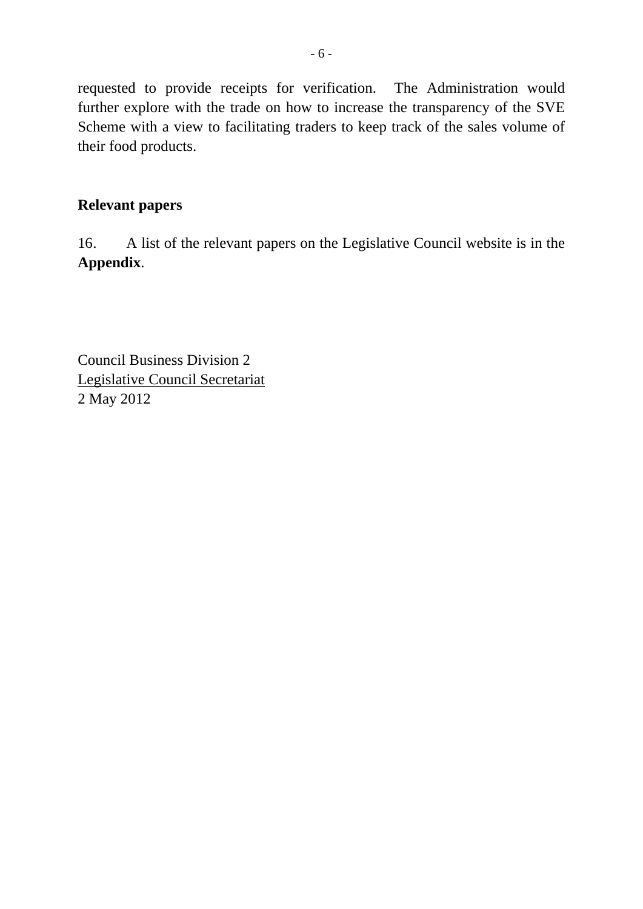requested to provide receipts for verification. The Administration would further explore with the trade on how to increase the transparency of the SVE Scheme with a view to facilitating traders to keep track of the sales volume of their food products.

## Relevant papers

16. A list of the relevant papers on the Legislative Council website is in the **Appendix**.

Council Business Division 2
Legislative Council Secretariat
2 May 2012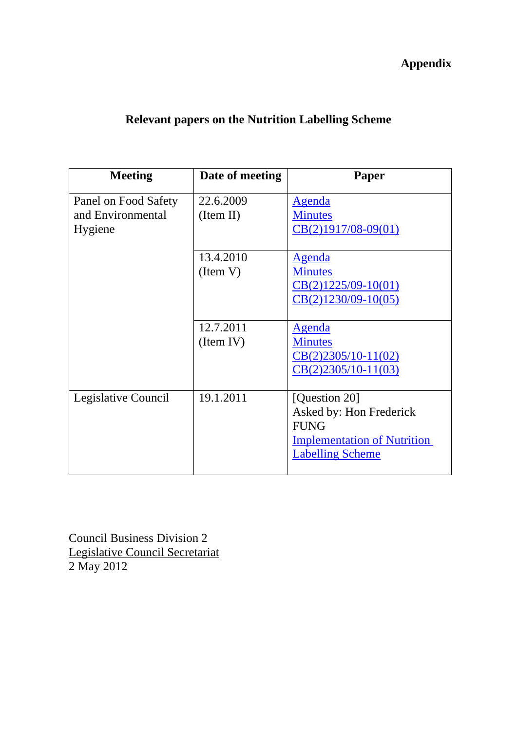**Appendix**

## Relevant papers on the Nutrition Labelling Scheme

| Meeting | Date of meeting | Paper |
|---|---|---|
| Panel on Food Safety and Environmental Hygiene | 22.6.2009 (Item II) | Agenda<br>Minutes<br>CB(2)1917/08-09(01) |
| | 13.4.2010 (Item V) | Agenda<br>Minutes<br>CB(2)1225/09-10(01)<br>CB(2)1230/09-10(05) |
| | 12.7.2011 (Item IV) | Agenda<br>Minutes<br>CB(2)2305/10-11(02)<br>CB(2)2305/10-11(03) |
| Legislative Council | 19.1.2011 | [Question 20]<br>Asked by: Hon Frederick FUNG<br>Implementation of Nutrition Labelling Scheme |

Council Business Division 2
Legislative Council Secretariat
2 May 2012